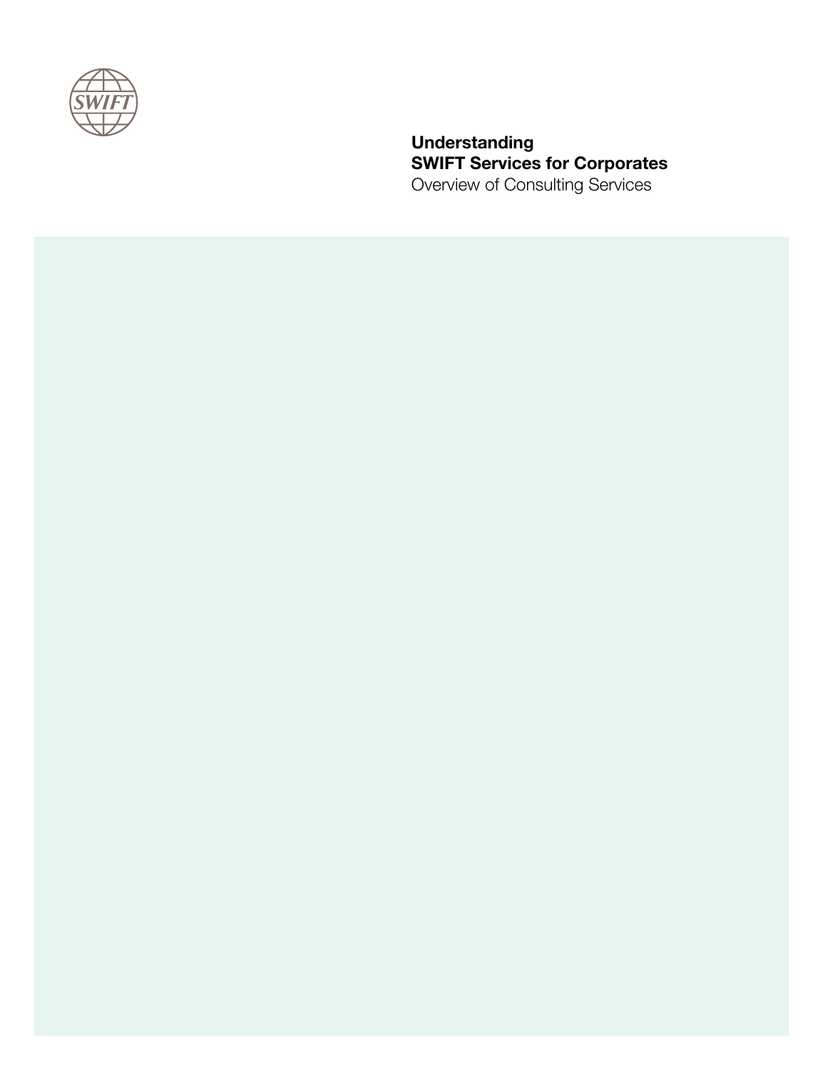# Understanding SWIFT Services for Corporates

Overview of Consulting Services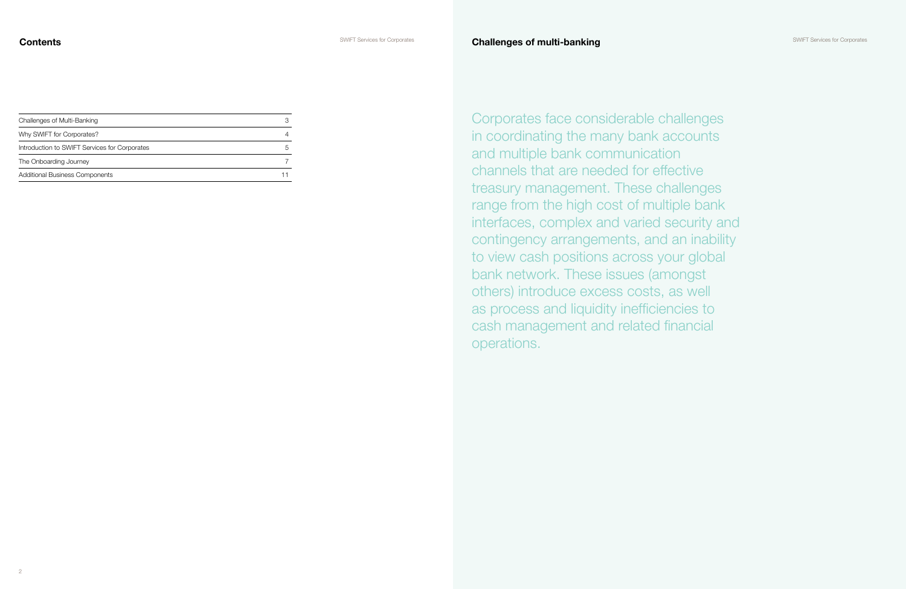## Contents

| | |
|---|---|
| Challenges of Multi-Banking | 3 |
| Why SWIFT for Corporates? | 4 |
| Introduction to SWIFT Services for Corporates | 5 |
| The Onboarding Journey | 7 |
| Additional Business Components | 11 |

## Challenges of multi-banking

Corporates face considerable challenges in coordinating the many bank accounts and multiple bank communication channels that are needed for effective treasury management. These challenges range from the high cost of multiple bank interfaces, complex and varied security and contingency arrangements, and an inability to view cash positions across your global bank network. These issues (amongst others) introduce excess costs, as well as process and liquidity inefficiencies to cash management and related financial operations.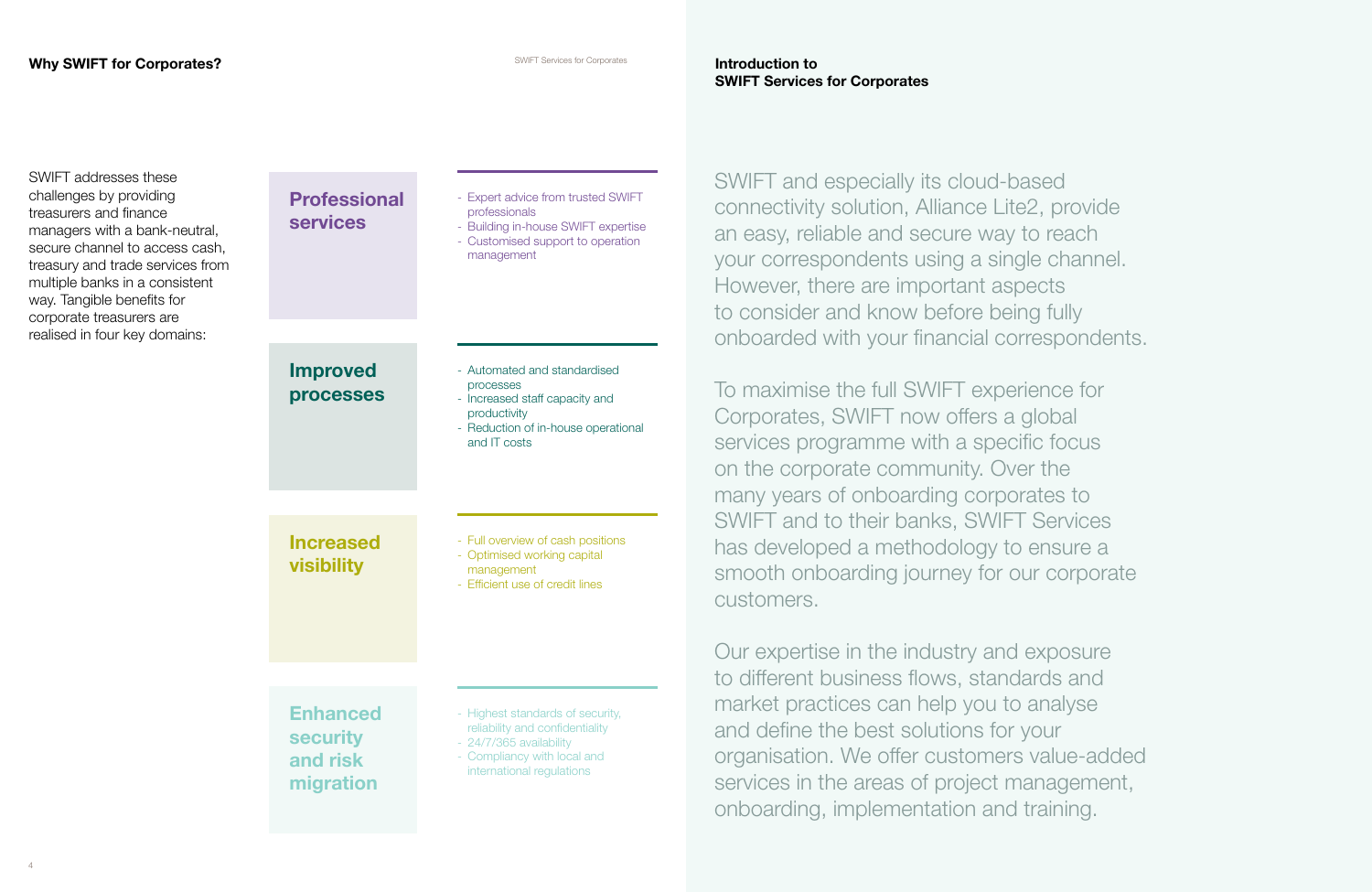## Why SWIFT for Corporates?

SWIFT addresses these challenges by providing treasurers and finance managers with a bank-neutral, secure channel to access cash, treasury and trade services from multiple banks in a consistent way. Tangible benefits for corporate treasurers are realised in four key domains:

### Professional services

- Expert advice from trusted SWIFT professionals
- Building in-house SWIFT expertise
- Customised support to operation management

### Improved processes

- Automated and standardised processes
- Increased staff capacity and productivity
- Reduction of in-house operational and IT costs

### Increased visibility

- Full overview of cash positions
- Optimised working capital management
- Efficient use of credit lines

### Enhanced security and risk migration

- Highest standards of security, reliability and confidentiality
- 24/7/365 availability
- Compliancy with local and international regulations

## Introduction to SWIFT Services for Corporates

SWIFT and especially its cloud-based connectivity solution, Alliance Lite2, provide an easy, reliable and secure way to reach your correspondents using a single channel. However, there are important aspects to consider and know before being fully onboarded with your financial correspondents.

To maximise the full SWIFT experience for Corporates, SWIFT now offers a global services programme with a specific focus on the corporate community. Over the many years of onboarding corporates to SWIFT and to their banks, SWIFT Services has developed a methodology to ensure a smooth onboarding journey for our corporate customers.

Our expertise in the industry and exposure to different business flows, standards and market practices can help you to analyse and define the best solutions for your organisation. We offer customers value-added services in the areas of project management, onboarding, implementation and training.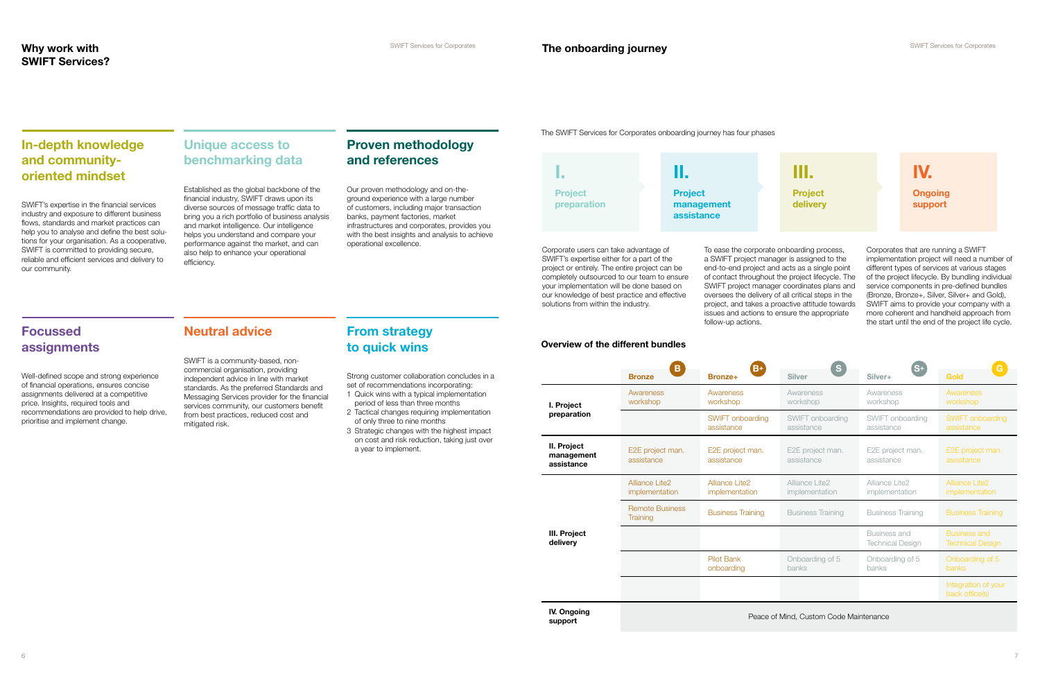## Why work with SWIFT Services?

### In-depth knowledge and community-oriented mindset

SWIFT's expertise in the financial services industry and exposure to different business flows, standards and market practices can help you to analyse and define the best solutions for your organisation. As a cooperative, SWIFT is committed to providing secure, reliable and efficient services and delivery to our community.

### Unique access to benchmarking data

Established as the global backbone of the financial industry, SWIFT draws upon its diverse sources of message traffic data to bring you a rich portfolio of business analysis and market intelligence. Our intelligence helps you understand and compare your performance against the market, and can also help to enhance your operational efficiency.

### Proven methodology and references

Our proven methodology and on-the-ground experience with a large number of customers, including major transaction banks, payment factories, market infrastructures and corporates, provides you with the best insights and analysis to achieve operational excellence.

### Focussed assignments

Well-defined scope and strong experience of financial operations, ensures concise assignments delivered at a competitive price. Insights, required tools and recommendations are provided to help drive, prioritise and implement change.

### Neutral advice

SWIFT is a community-based, non-commercial organisation, providing independent advice in line with market standards. As the preferred Standards and Messaging Services provider for the financial services community, our customers benefit from best practices, reduced cost and mitigated risk.

### From strategy to quick wins

Strong customer collaboration concludes in a set of recommendations incorporating:

1. Quick wins with a typical implementation period of less than three months
2. Tactical changes requiring implementation of only three to nine months
3. Strategic changes with the highest impact on cost and risk reduction, taking just over a year to implement.

## The onboarding journey

The SWIFT Services for Corporates onboarding journey has four phases

**I. Project preparation**

**II. Project management assistance**

**III. Project delivery**

**IV. Ongoing support**

Corporate users can take advantage of SWIFT's expertise either for a part of the project or entirely. The entire project can be completely outsourced to our team to ensure your implementation will be done based on our knowledge of best practice and effective solutions from within the industry.

To ease the corporate onboarding process, a SWIFT project manager is assigned to the end-to-end project and acts as a single point of contact throughout the project lifecycle. The SWIFT project manager coordinates plans and oversees the delivery of all critical steps in the project, and takes a proactive attitude towards issues and actions to ensure the appropriate follow-up actions.

Corporates that are running a SWIFT implementation project will need a number of different types of services at various stages of the project lifecycle. By bundling individual service components in pre-defined bundles (Bronze, Bronze+, Silver, Silver+ and Gold), SWIFT aims to provide your company with a more coherent and handheld approach from the start until the end of the project life cycle.

### Overview of the different bundles

| | Bronze (B) | Bronze+ (B+) | Silver (S) | Silver+ (S+) | Gold (G) |
|---|---|---|---|---|---|
| **I. Project preparation** | Awareness workshop | Awareness workshop | Awareness workshop | Awareness workshop | Awareness workshop |
| | | SWIFT onboarding assistance | SWIFT onboarding assistance | SWIFT onboarding assistance | SWIFT onboarding assistance |
| **II. Project management assistance** | E2E project man. assistance | E2E project man. assistance | E2E project man. assistance | E2E project man. assistance | E2E project man. assistance |
| **III. Project delivery** | Alliance Lite2 implementation | Alliance Lite2 implementation | Alliance Lite2 implementation | Alliance Lite2 implementation | Alliance Lite2 implementation |
| | Remote Business Training | Business Training | Business Training | Business Training | Business Training |
| | | | | Business and Technical Design | Business and Technical Design |
| | | Pilot Bank onboarding | Onboarding of 5 banks | Onboarding of 5 banks | Onboarding of 5 banks |
| | | | | | Integration of your back office(s) |
| **IV. Ongoing support** | Peace of Mind, Custom Code Maintenance | | | | |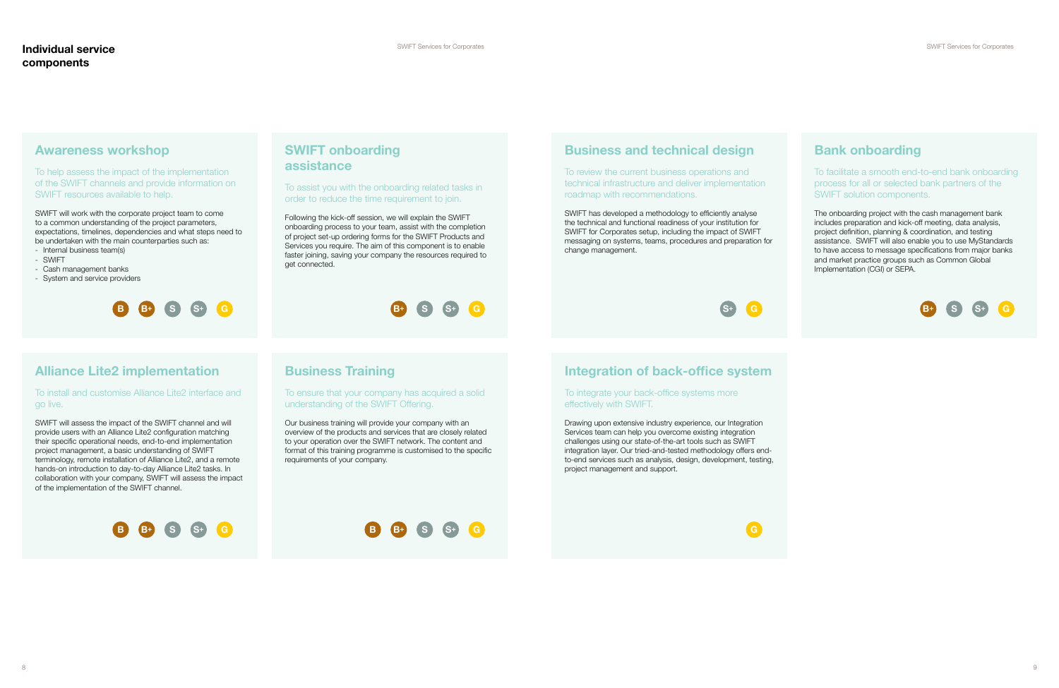# Individual service components

## Awareness workshop

To help assess the impact of the implementation of the SWIFT channels and provide information on SWIFT resources available to help.

SWIFT will work with the corporate project team to come to a common understanding of the project parameters, expectations, timelines, dependencies and what steps need to be undertaken with the main counterparties such as:

- Internal business team(s)
- SWIFT
- Cash management banks
- System and service providers

B B+ S S+ G

## SWIFT onboarding assistance

To assist you with the onboarding related tasks in order to reduce the time requirement to join.

Following the kick-off session, we will explain the SWIFT onboarding process to your team, assist with the completion of project set-up ordering forms for the SWIFT Products and Services you require. The aim of this component is to enable faster joining, saving your company the resources required to get connected.

B+ S S+ G

## Alliance Lite2 implementation

To install and customise Alliance Lite2 interface and go live.

SWIFT will assess the impact of the SWIFT channel and will provide users with an Alliance Lite2 configuration matching their specific operational needs, end-to-end implementation project management, a basic understanding of SWIFT terminology, remote installation of Alliance Lite2, and a remote hands-on introduction to day-to-day Alliance Lite2 tasks. In collaboration with your company, SWIFT will assess the impact of the implementation of the SWIFT channel.

B B+ S S+ G

## Business Training

To ensure that your company has acquired a solid understanding of the SWIFT Offering.

Our business training will provide your company with an overview of the products and services that are closely related to your operation over the SWIFT network. The content and format of this training programme is customised to the specific requirements of your company.

B B+ S S+ G

## Business and technical design

To review the current business operations and technical infrastructure and deliver implementation roadmap with recommendations.

SWIFT has developed a methodology to efficiently analyse the technical and functional readiness of your institution for SWIFT for Corporates setup, including the impact of SWIFT messaging on systems, teams, procedures and preparation for change management.

S+ G

## Bank onboarding

To facilitate a smooth end-to-end bank onboarding process for all or selected bank partners of the SWIFT solution components.

The onboarding project with the cash management bank includes preparation and kick-off meeting, data analysis, project definition, planning & coordination, and testing assistance. SWIFT will also enable you to use MyStandards to have access to message specifications from major banks and market practice groups such as Common Global Implementation (CGI) or SEPA.

B+ S S+ G

## Integration of back-office system

To integrate your back-office systems more effectively with SWIFT.

Drawing upon extensive industry experience, our Integration Services team can help you overcome existing integration challenges using our state-of-the-art tools such as SWIFT integration layer. Our tried-and-tested methodology offers end-to-end services such as analysis, design, development, testing, project management and support.

G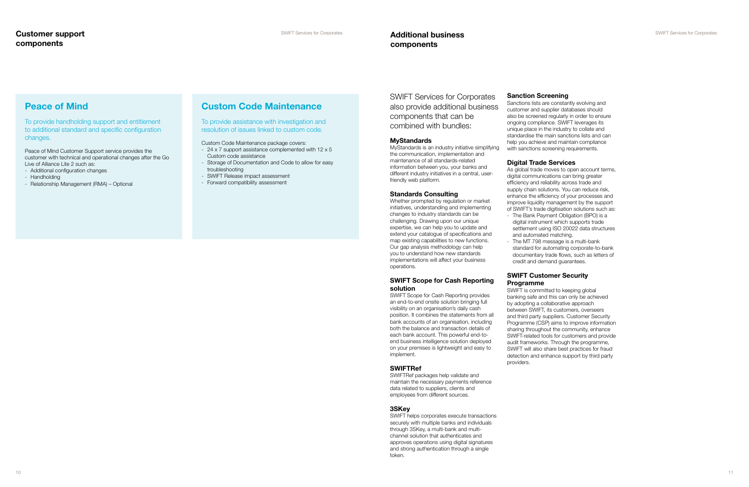## Customer support components

### Peace of Mind

To provide handholding support and entitlement to additional standard and specific configuration changes.

Peace of Mind Customer Support service provides the customer with technical and operational changes after the Go Live of Alliance Lite 2 such as:

- Additional configuration changes
- Handholding
- Relationship Management (RMA) – Optional

### Custom Code Maintenance

To provide assistance with investigation and resolution of issues linked to custom code.

Custom Code Maintenance package covers:

- 24 x 7 support assistance complemented with 12 x 5 Custom code assistance
- Storage of Documentation and Code to allow for easy troubleshooting
- SWIFT Release impact assessment
- Forward compatibility assessment

## Additional business components

SWIFT Services for Corporates also provide additional business components that can be combined with bundles:

### MyStandards

MyStandards is an industry initiative simplifying the communication, implementation and maintenance of all standards-related information between you, your banks and different industry initiatives in a central, user-friendly web platform.

### Standards Consulting

Whether prompted by regulation or market initiatives, understanding and implementing changes to industry standards can be challenging. Drawing upon our unique expertise, we can help you to update and extend your catalogue of specifications and map existing capabilities to new functions. Our gap analysis methodology can help you to understand how new standards implementations will affect your business operations.

### SWIFT Scope for Cash Reporting solution

SWIFT Scope for Cash Reporting provides an end-to-end onsite solution bringing full visibility on an organisation's daily cash position. It combines the statements from all bank accounts of an organisation, including both the balance and transaction details of each bank account. This powerful end-to-end business intelligence solution deployed on your premises is lightweight and easy to implement.

### SWIFTRef

SWIFTRef packages help validate and maintain the necessary payments reference data related to suppliers, clients and employees from different sources.

### 3SKey

SWIFT helps corporates execute transactions securely with multiple banks and individuals through 3SKey, a multi-bank and multi-channel solution that authenticates and approves operations using digital signatures and strong authentication through a single token.

### Sanction Screening

Sanctions lists are constantly evolving and customer and supplier databases should also be screened regularly in order to ensure ongoing compliance. SWIFT leverages its unique place in the industry to collate and standardise the main sanctions lists and can help you achieve and maintain compliance with sanctions screening requirements.

### Digital Trade Services

As global trade moves to open account terms, digital communications can bring greater efficiency and reliability across trade and supply chain solutions. You can reduce risk, enhance the efficiency of your processes and improve liquidity management by the support of SWIFT's trade digitisation solutions such as:

- The Bank Payment Obligation (BPO) is a digital instrument which supports trade settlement using ISO 20022 data structures and automated matching.
- The MT 798 message is a multi-bank standard for automating corporate-to-bank documentary trade flows, such as letters of credit and demand guarantees.

### SWIFT Customer Security Programme

SWIFT is committed to keeping global banking safe and this can only be achieved by adopting a collaborative approach between SWIFT, its customers, overseers and third party suppliers. Customer Security Programme (CSP) aims to improve information sharing throughout the community, enhance SWIFT-related tools for customers and provide audit frameworks. Through the programme, SWIFT will also share best practices for fraud detection and enhance support by third party providers.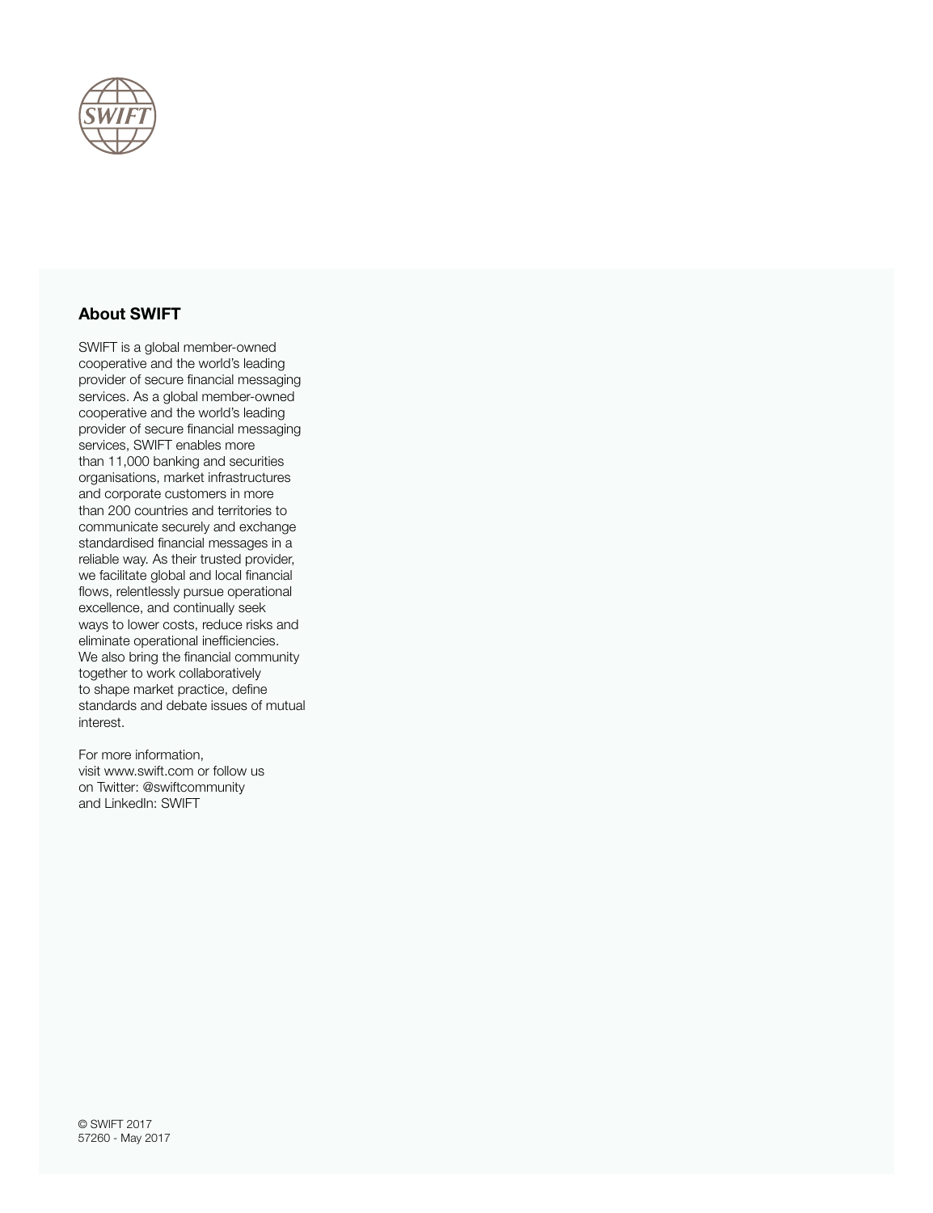## About SWIFT

SWIFT is a global member-owned cooperative and the world's leading provider of secure financial messaging services. As a global member-owned cooperative and the world's leading provider of secure financial messaging services, SWIFT enables more than 11,000 banking and securities organisations, market infrastructures and corporate customers in more than 200 countries and territories to communicate securely and exchange standardised financial messages in a reliable way. As their trusted provider, we facilitate global and local financial flows, relentlessly pursue operational excellence, and continually seek ways to lower costs, reduce risks and eliminate operational inefficiencies. We also bring the financial community together to work collaboratively to shape market practice, define standards and debate issues of mutual interest.

For more information, visit www.swift.com or follow us on Twitter: @swiftcommunity and LinkedIn: SWIFT

© SWIFT 2017
57260 - May 2017